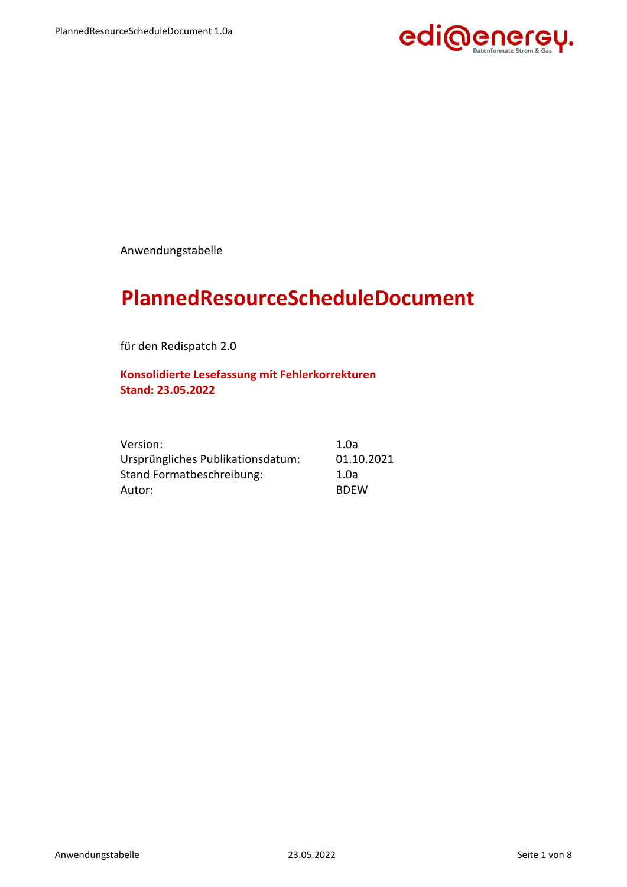Anwendungstabelle

# PlannedResourceScheduleDocument

für den Redispatch 2.0

**Konsolidierte Lesefassung mit Fehlerkorrekturen**
**Stand: 23.05.2022**

| | |
|---|---|
| Version: | 1.0a |
| Ursprüngliches Publikationsdatum: | 01.10.2021 |
| Stand Formatbeschreibung: | 1.0a |
| Autor: | BDEW |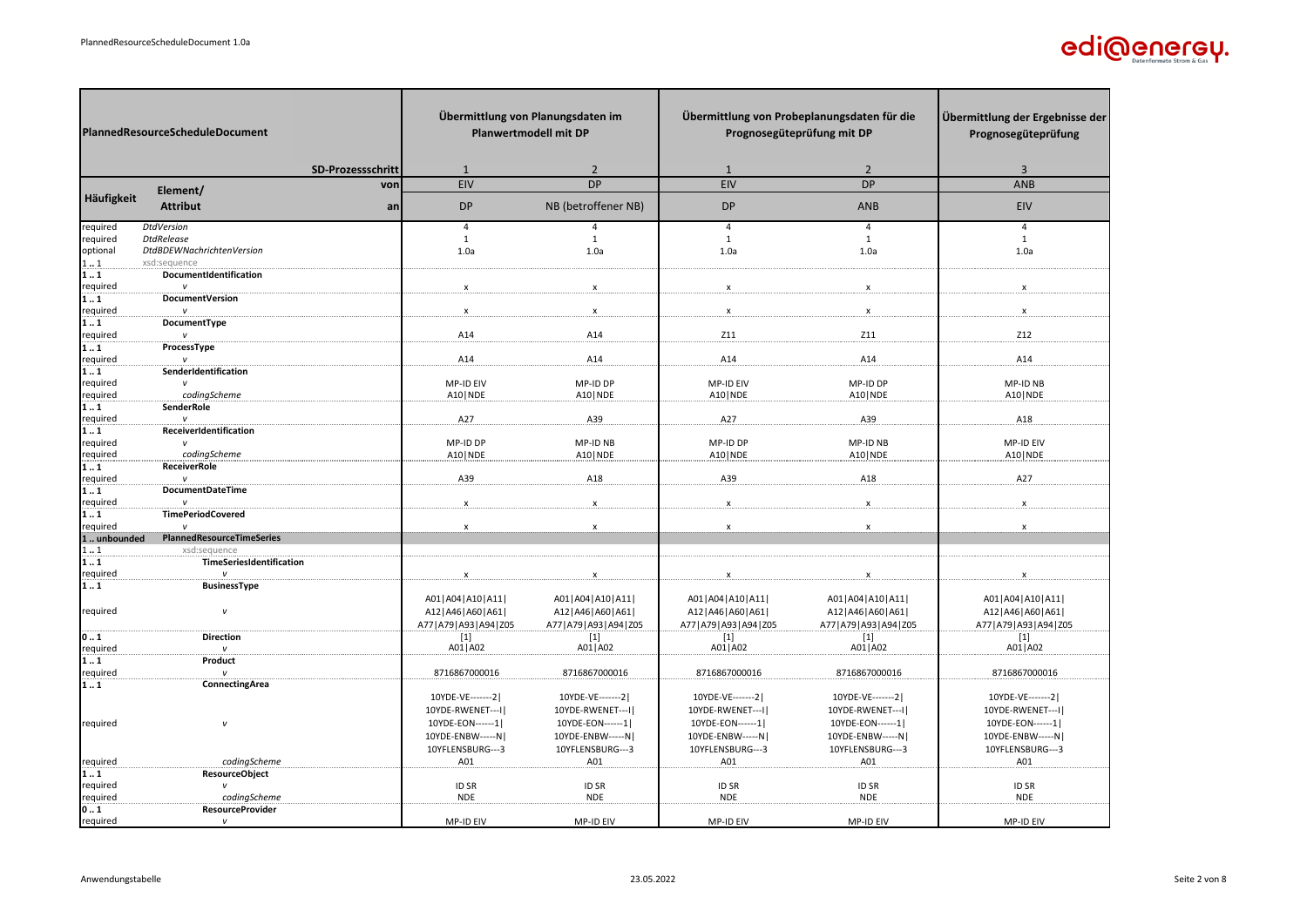| Häufigkeit | Element/ Attribut | Übermittlung von Planungsdaten im Planwertmodell mit DP | | Übermittlung von Probeplanungsdaten für die Prognosegüteprüfung mit DP | | Übermittlung der Ergebnisse der Prognosegüteprüfung |
|---|---|---|---|---|---|---|
| | SD-Prozessschritt | 1 | 2 | 1 | 2 | 3 |
| | von | EIV | DP | EIV | DP | ANB |
| | an | DP | NB (betroffener NB) | DP | ANB | EIV |
| required | *DtdVersion* | 4 | 4 | 4 | 4 | 4 |
| required | *DtdRelease* | 1 | 1 | 1 | 1 | 1 |
| optional | *DtdBDEWNachrichtenVersion* | 1.0a | 1.0a | 1.0a | 1.0a | 1.0a |
| 1 .. 1 | xsd:sequence | | | | | |
| **1 .. 1** | **DocumentIdentification** | | | | | |
| required | *v* | x | x | x | x | x |
| **1 .. 1** | **DocumentVersion** | | | | | |
| required | *v* | x | x | x | x | x |
| **1 .. 1** | **DocumentType** | | | | | |
| required | *v* | A14 | A14 | Z11 | Z11 | Z12 |
| **1 .. 1** | **ProcessType** | | | | | |
| required | *v* | A14 | A14 | A14 | A14 | A14 |
| **1 .. 1** | **SenderIdentification** | | | | | |
| required | *v* | MP-ID EIV | MP-ID DP | MP-ID EIV | MP-ID DP | MP-ID NB |
| required | *codingScheme* | A10\|NDE | A10\|NDE | A10\|NDE | A10\|NDE | A10\|NDE |
| **1 .. 1** | **SenderRole** | | | | | |
| required | *v* | A27 | A39 | A27 | A39 | A18 |
| **1 .. 1** | **ReceiverIdentification** | | | | | |
| required | *v* | MP-ID DP | MP-ID NB | MP-ID DP | MP-ID NB | MP-ID EIV |
| required | *codingScheme* | A10\|NDE | A10\|NDE | A10\|NDE | A10\|NDE | A10\|NDE |
| **1 .. 1** | **ReceiverRole** | | | | | |
| required | *v* | A39 | A18 | A39 | A18 | A27 |
| **1 .. 1** | **DocumentDateTime** | | | | | |
| required | *v* | x | x | x | x | x |
| **1 .. 1** | **TimePeriodCovered** | | | | | |
| required | *v* | x | x | x | x | x |
| **1 .. unbounded** | **PlannedResourceTimeSeries** | | | | | |
| 1 .. 1 | xsd:sequence | | | | | |
| **1 .. 1** | **TimeSeriesIdentification** | | | | | |
| required | *v* | x | x | x | x | x |
| **1 .. 1** | **BusinessType** | | | | | |
| required | *v* | A01\|A04\|A10\|A11\|A12\|A46\|A60\|A61\|A77\|A79\|A93\|A94\|Z05 | A01\|A04\|A10\|A11\|A12\|A46\|A60\|A61\|A77\|A79\|A93\|A94\|Z05 | A01\|A04\|A10\|A11\|A12\|A46\|A60\|A61\|A77\|A79\|A93\|A94\|Z05 | A01\|A04\|A10\|A11\|A12\|A46\|A60\|A61\|A77\|A79\|A93\|A94\|Z05 | A01\|A04\|A10\|A11\|A12\|A46\|A60\|A61\|A77\|A79\|A93\|A94\|Z05 |
| **0 .. 1** | **Direction** | [1] | [1] | [1] | [1] | [1] |
| required | *v* | A01\|A02 | A01\|A02 | A01\|A02 | A01\|A02 | A01\|A02 |
| **1 .. 1** | **Product** | | | | | |
| required | *v* | 8716867000016 | 8716867000016 | 8716867000016 | 8716867000016 | 8716867000016 |
| **1 .. 1** | **ConnectingArea** | | | | | |
| required | *v* | 10YDE-VE-------2\| 10YDE-RWENET---I\| 10YDE-EON------1\| 10YDE-ENBW-----N\| 10YFLENSBURG---3 | 10YDE-VE-------2\| 10YDE-RWENET---I\| 10YDE-EON------1\| 10YDE-ENBW-----N\| 10YFLENSBURG---3 | 10YDE-VE-------2\| 10YDE-RWENET---I\| 10YDE-EON------1\| 10YDE-ENBW-----N\| 10YFLENSBURG---3 | 10YDE-VE-------2\| 10YDE-RWENET---I\| 10YDE-EON------1\| 10YDE-ENBW-----N\| 10YFLENSBURG---3 | 10YDE-VE-------2\| 10YDE-RWENET---I\| 10YDE-EON------1\| 10YDE-ENBW-----N\| 10YFLENSBURG---3 |
| required | *codingScheme* | A01 | A01 | A01 | A01 | A01 |
| **1 .. 1** | **ResourceObject** | | | | | |
| required | *v* | ID SR | ID SR | ID SR | ID SR | ID SR |
| required | *codingScheme* | NDE | NDE | NDE | NDE | NDE |
| **0 .. 1** | **ResourceProvider** | | | | | |
| required | *v* | MP-ID EIV | MP-ID EIV | MP-ID EIV | MP-ID EIV | MP-ID EIV |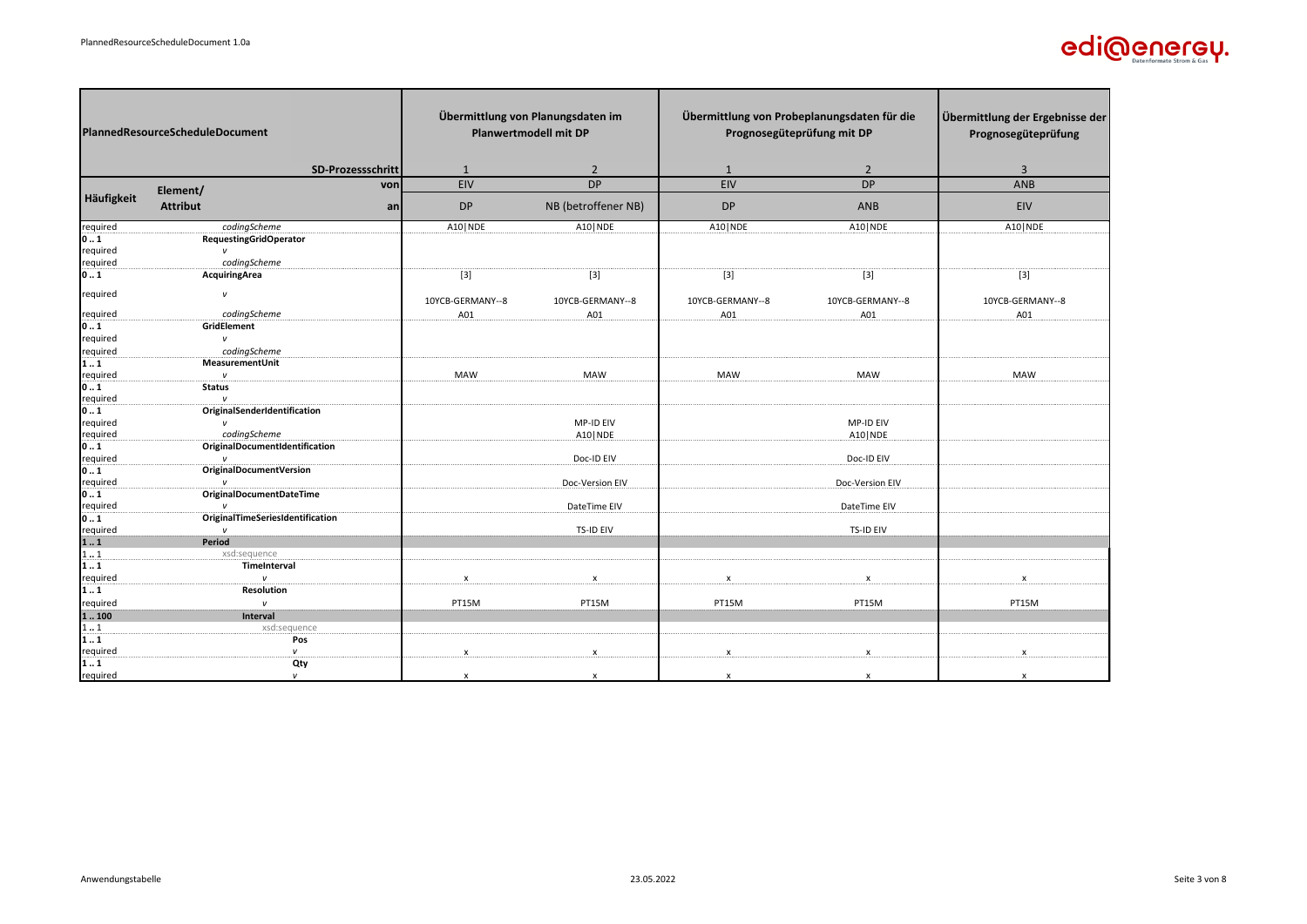| Häufigkeit | Element/ Attribut | Übermittlung von Planungsdaten im Planwertmodell mit DP | | Übermittlung von Probeplanungsdaten für die Prognosegüteprüfung mit DP | | Übermittlung der Ergebnisse der Prognosegüteprüfung |
|---|---|---|---|---|---|---|
| | SD-Prozessschritt | 1 | 2 | 1 | 2 | 3 |
| | von | EIV | DP | EIV | DP | ANB |
| | an | DP | NB (betroffener NB) | DP | ANB | EIV |
| required | *codingScheme* | A10\|NDE | A10\|NDE | A10\|NDE | A10\|NDE | A10\|NDE |
| **0 .. 1** | **RequestingGridOperator** | | | | | |
| required | *v* | | | | | |
| required | *codingScheme* | | | | | |
| **0 .. 1** | **AcquiringArea** | [3] | [3] | [3] | [3] | [3] |
| required | *v* | 10YCB-GERMANY--8 | 10YCB-GERMANY--8 | 10YCB-GERMANY--8 | 10YCB-GERMANY--8 | 10YCB-GERMANY--8 |
| required | *codingScheme* | A01 | A01 | A01 | A01 | A01 |
| **0 .. 1** | **GridElement** | | | | | |
| required | *v* | | | | | |
| required | *codingScheme* | | | | | |
| **1 .. 1** | **MeasurementUnit** | | | | | |
| required | *v* | MAW | MAW | MAW | MAW | MAW |
| **0 .. 1** | **Status** | | | | | |
| required | *v* | | | | | |
| **0 .. 1** | **OriginalSenderIdentification** | | | | | |
| required | *v* | | MP-ID EIV | | MP-ID EIV | |
| required | *codingScheme* | | A10\|NDE | | A10\|NDE | |
| **0 .. 1** | **OriginalDocumentIdentification** | | | | | |
| required | *v* | | Doc-ID EIV | | Doc-ID EIV | |
| **0 .. 1** | **OriginalDocumentVersion** | | | | | |
| required | *v* | | Doc-Version EIV | | Doc-Version EIV | |
| **0 .. 1** | **OriginalDocumentDateTime** | | | | | |
| required | *v* | | DateTime EIV | | DateTime EIV | |
| **0 .. 1** | **OriginalTimeSeriesIdentification** | | | | | |
| required | *v* | | TS-ID EIV | | TS-ID EIV | |
| **1 .. 1** | **Period** | | | | | |
| 1 .. 1 | xsd:sequence | | | | | |
| **1 .. 1** | **TimeInterval** | | | | | |
| required | *v* | x | x | x | x | x |
| **1 .. 1** | **Resolution** | | | | | |
| required | *v* | PT15M | PT15M | PT15M | PT15M | PT15M |
| **1 .. 100** | **Interval** | | | | | |
| 1 .. 1 | xsd:sequence | | | | | |
| **1 .. 1** | **Pos** | | | | | |
| required | *v* | x | x | x | x | x |
| **1 .. 1** | **Qty** | | | | | |
| required | *v* | x | x | x | x | x |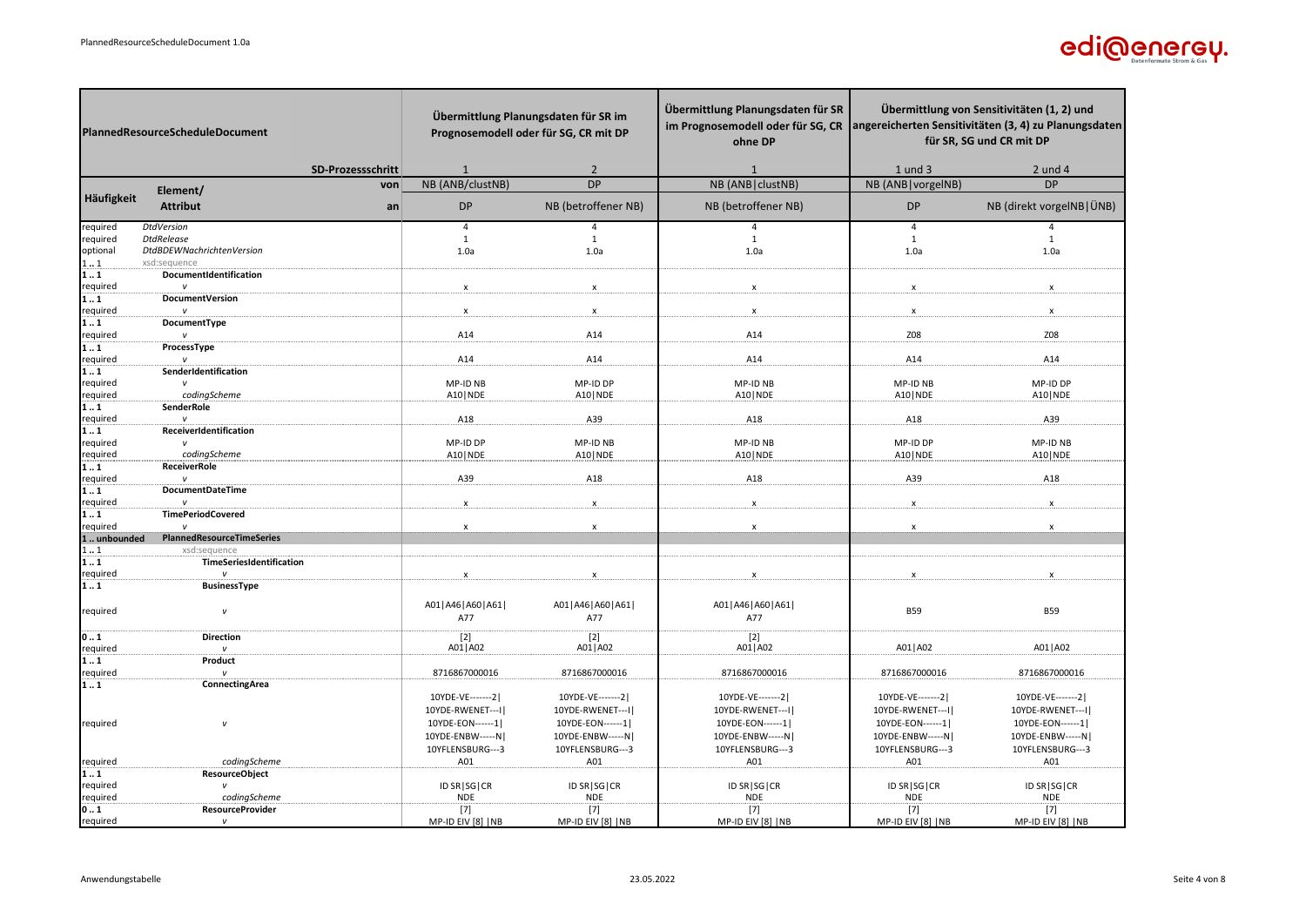| PlannedResourceScheduleDocument | | | Übermittlung Planungsdaten für SR im Prognosemodell oder für SG, CR mit DP | | Übermittlung Planungsdaten für SR im Prognosemodell oder für SG, CR ohne DP | Übermittlung von Sensitivitäten (1, 2) und angereicherten Sensitivitäten (3, 4) zu Planungsdaten für SR, SG und CR mit DP | |
|---|---|---|---|---|---|---|---|
| | | SD-Prozessschritt | 1 | 2 | 1 | 1 und 3 | 2 und 4 |
| Häufigkeit | Element/ Attribut | von | NB (ANB/clustNB) | DP | NB (ANB\|clustNB) | NB (ANB\|vorgelNB) | DP |
| | | an | DP | NB (betroffener NB) | NB (betroffener NB) | DP | NB (direkt vorgelNB\|ÜNB) |
| required | *DtdVersion* | | 4 | 4 | 4 | 4 | 4 |
| required | *DtdRelease* | | 1 | 1 | 1 | 1 | 1 |
| optional | *DtdBDEWNachrichtenVersion* | | 1.0a | 1.0a | 1.0a | 1.0a | 1.0a |
| 1 .. 1 | xsd:sequence | | | | | | |
| **1 .. 1** | **DocumentIdentification** | | | | | | |
| required | *v* | | x | x | x | x | x |
| **1 .. 1** | **DocumentVersion** | | | | | | |
| required | *v* | | x | x | x | x | x |
| **1 .. 1** | **DocumentType** | | | | | | |
| required | *v* | | A14 | A14 | A14 | Z08 | Z08 |
| **1 .. 1** | **ProcessType** | | | | | | |
| required | *v* | | A14 | A14 | A14 | A14 | A14 |
| **1 .. 1** | **SenderIdentification** | | | | | | |
| required | *v* | | MP-ID NB | MP-ID DP | MP-ID NB | MP-ID NB | MP-ID DP |
| required | *codingScheme* | | A10\|NDE | A10\|NDE | A10\|NDE | A10\|NDE | A10\|NDE |
| **1 .. 1** | **SenderRole** | | | | | | |
| required | *v* | | A18 | A39 | A18 | A18 | A39 |
| **1 .. 1** | **ReceiverIdentification** | | | | | | |
| required | *v* | | MP-ID DP | MP-ID NB | MP-ID NB | MP-ID DP | MP-ID NB |
| required | *codingScheme* | | A10\|NDE | A10\|NDE | A10\|NDE | A10\|NDE | A10\|NDE |
| **1 .. 1** | **ReceiverRole** | | | | | | |
| required | *v* | | A39 | A18 | A18 | A39 | A18 |
| **1 .. 1** | **DocumentDateTime** | | | | | | |
| required | *v* | | x | x | x | x | x |
| **1 .. 1** | **TimePeriodCovered** | | | | | | |
| required | *v* | | x | x | x | x | x |
| **1 .. unbounded** | **PlannedResourceTimeSeries** | | | | | | |
| 1 .. 1 | xsd:sequence | | | | | | |
| **1 .. 1** | **TimeSeriesIdentification** | | | | | | |
| required | *v* | | x | x | x | x | x |
| **1 .. 1** | **BusinessType** | | | | | | |
| required | *v* | | A01\|A46\|A60\|A61\|A77 | A01\|A46\|A60\|A61\|A77 | A01\|A46\|A60\|A61\|A77 | B59 | B59 |
| **0 .. 1** | **Direction** | | [2] | [2] | [2] | | |
| required | *v* | | A01\|A02 | A01\|A02 | A01\|A02 | A01\|A02 | A01\|A02 |
| **1 .. 1** | **Product** | | | | | | |
| required | *v* | | 8716867000016 | 8716867000016 | 8716867000016 | 8716867000016 | 8716867000016 |
| **1 .. 1** | **ConnectingArea** | | | | | | |
| required | *v* | | 10YDE-VE-------2\| 10YDE-RWENET---I\| 10YDE-EON------1\| 10YDE-ENBW-----N\| 10YFLENSBURG---3 | 10YDE-VE-------2\| 10YDE-RWENET---I\| 10YDE-EON------1\| 10YDE-ENBW-----N\| 10YFLENSBURG---3 | 10YDE-VE-------2\| 10YDE-RWENET---I\| 10YDE-EON------1\| 10YDE-ENBW-----N\| 10YFLENSBURG---3 | 10YDE-VE-------2\| 10YDE-RWENET---I\| 10YDE-EON------1\| 10YDE-ENBW-----N\| 10YFLENSBURG---3 | 10YDE-VE-------2\| 10YDE-RWENET---I\| 10YDE-EON------1\| 10YDE-ENBW-----N\| 10YFLENSBURG---3 |
| required | *codingScheme* | | A01 | A01 | A01 | A01 | A01 |
| **1 .. 1** | **ResourceObject** | | | | | | |
| required | *v* | | ID SR\|SG\|CR | ID SR\|SG\|CR | ID SR\|SG\|CR | ID SR\|SG\|CR | ID SR\|SG\|CR |
| required | *codingScheme* | | NDE | NDE | NDE | NDE | NDE |
| **0 .. 1** | **ResourceProvider** | | [7] | [7] | [7] | [7] | [7] |
| required | *v* | | MP-ID EIV [8] \|NB | MP-ID EIV [8] \|NB | MP-ID EIV [8] \|NB | MP-ID EIV [8] \|NB | MP-ID EIV [8] \|NB |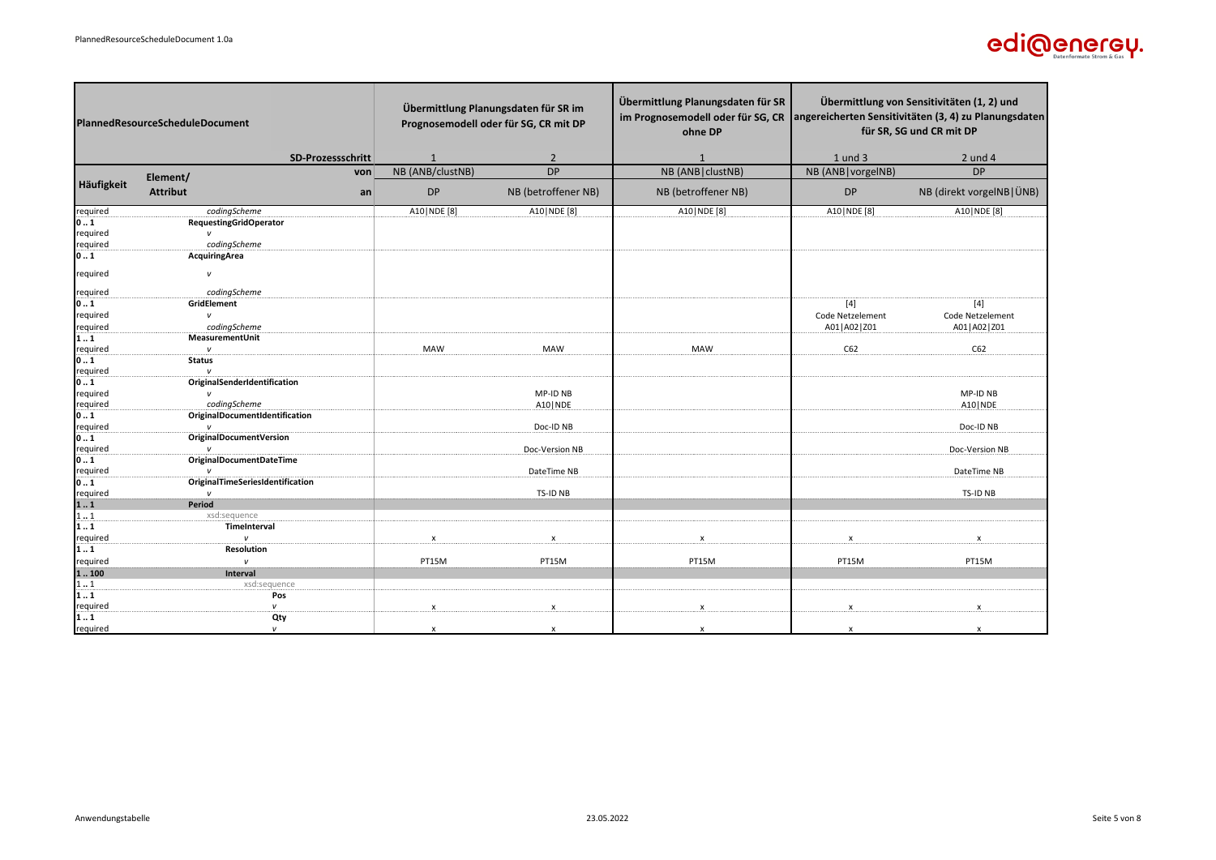| PlannedResourceScheduleDocument | | Übermittlung Planungsdaten für SR im Prognosemodell oder für SG, CR mit DP | | Übermittlung Planungsdaten für SR im Prognosemodell oder für SG, CR ohne DP | Übermittlung von Sensitivitäten (1, 2) und angereicherten Sensitivitäten (3, 4) zu Planungsdaten für SR, SG und CR mit DP | |
|---|---|---|---|---|---|---|
| | SD-Prozessschritt | 1 | 2 | 1 | 1 und 3 | 2 und 4 |
| Häufigkeit | Element/ Attribut von | NB (ANB/clustNB) | DP | NB (ANB\|clustNB) | NB (ANB\|vorgelNB) | DP |
| | an | DP | NB (betroffener NB) | NB (betroffener NB) | DP | NB (direkt vorgelNB\|ÜNB) |
| required | *codingScheme* | A10\|NDE [8] | A10\|NDE [8] | A10\|NDE [8] | A10\|NDE [8] | A10\|NDE [8] |
| **0 .. 1** | **RequestingGridOperator** | | | | | |
| required | *v* | | | | | |
| required | *codingScheme* | | | | | |
| **0 .. 1** | **AcquiringArea** | | | | | |
| required | *v* | | | | | |
| required | *codingScheme* | | | | | |
| **0 .. 1** | **GridElement** | | | | [4] | [4] |
| required | *v* | | | | Code Netzelement | Code Netzelement |
| required | *codingScheme* | | | | A01\|A02\|Z01 | A01\|A02\|Z01 |
| **1 .. 1** | **MeasurementUnit** | | | | | |
| required | *v* | MAW | MAW | MAW | C62 | C62 |
| **0 .. 1** | **Status** | | | | | |
| required | *v* | | | | | |
| **0 .. 1** | **OriginalSenderIdentification** | | | | | |
| required | *v* | | MP-ID NB | | | MP-ID NB |
| required | *codingScheme* | | A10\|NDE | | | A10\|NDE |
| **0 .. 1** | **OriginalDocumentIdentification** | | | | | |
| required | *v* | | Doc-ID NB | | | Doc-ID NB |
| **0 .. 1** | **OriginalDocumentVersion** | | | | | |
| required | *v* | | Doc-Version NB | | | Doc-Version NB |
| **0 .. 1** | **OriginalDocumentDateTime** | | | | | |
| required | *v* | | DateTime NB | | | DateTime NB |
| **0 .. 1** | **OriginalTimeSeriesIdentification** | | | | | |
| required | *v* | | TS-ID NB | | | TS-ID NB |
| **1 .. 1** | **Period** | | | | | |
| 1 .. 1 | xsd:sequence | | | | | |
| **1 .. 1** | **TimeInterval** | | | | | |
| required | *v* | x | x | x | x | x |
| **1 .. 1** | **Resolution** | | | | | |
| required | *v* | PT15M | PT15M | PT15M | PT15M | PT15M |
| **1 .. 100** | **Interval** | | | | | |
| 1 .. 1 | xsd:sequence | | | | | |
| **1 .. 1** | **Pos** | | | | | |
| required | *v* | x | x | x | x | x |
| **1 .. 1** | **Qty** | | | | | |
| required | *v* | x | x | x | x | x |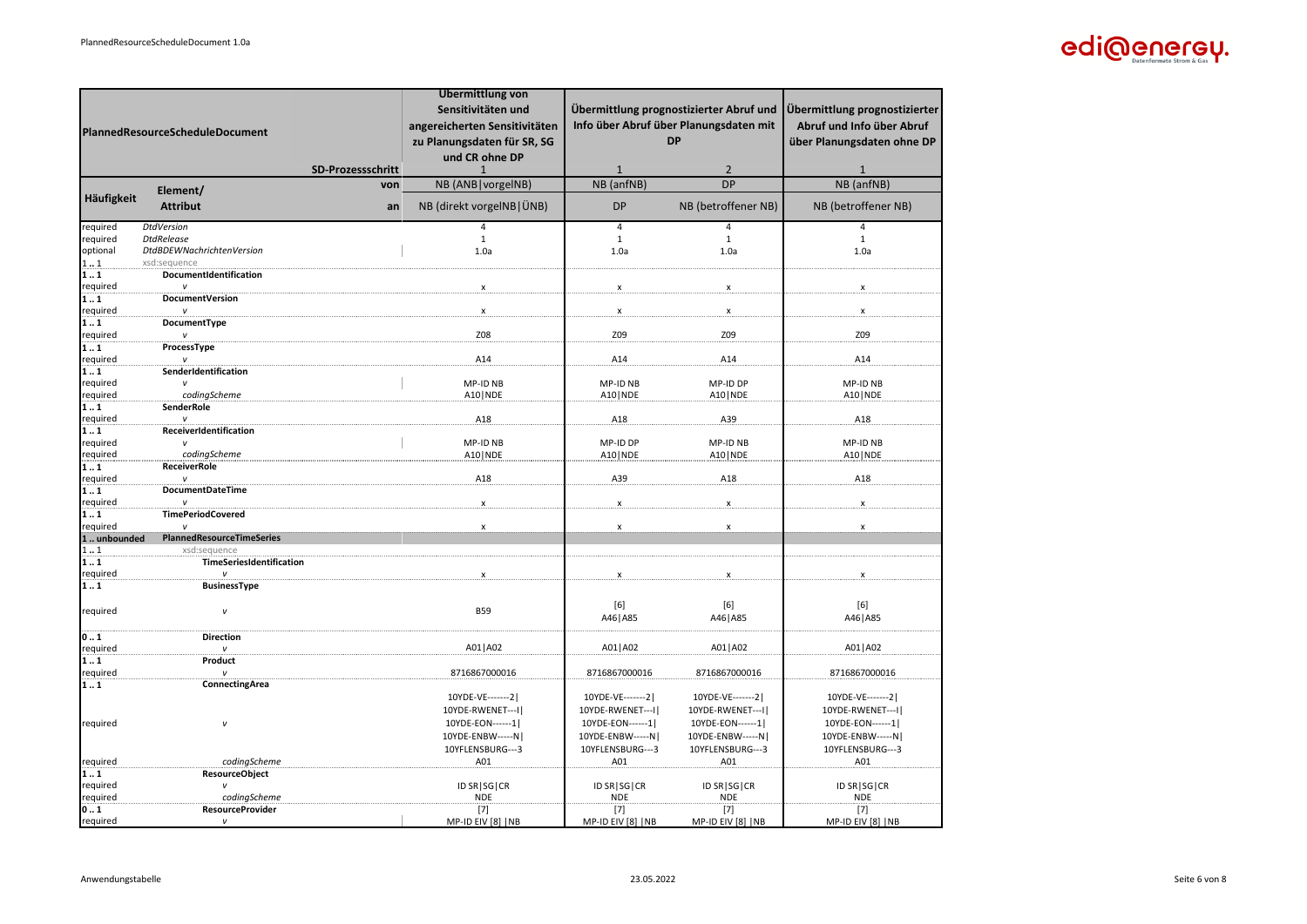| Häufigkeit | Element/ Attribut | | Übermittlung von Sensitivitäten und angereicherten Sensitivitäten zu Planungsdaten für SR, SG und CR ohne DP | Übermittlung prognostizierter Abruf und Info über Abruf über Planungsdaten mit DP | | Übermittlung prognostizierter Abruf und Info über Abruf über Planungsdaten ohne DP |
|---|---|---|---|---|---|---|
| | PlannedResourceScheduleDocument | SD-Prozessschritt | 1 | 1 | 2 | 1 |
| | | von | NB (ANB\|vorgelNB) | NB (anfNB) | DP | NB (anfNB) |
| | | an | NB (direkt vorgelNB\|ÜNB) | DP | NB (betroffener NB) | NB (betroffener NB) |
| required | *DtdVersion* | | 4 | 4 | 4 | 4 |
| required | *DtdRelease* | | 1 | 1 | 1 | 1 |
| optional | *DtdBDEWNachrichtenVersion* | | 1.0a | 1.0a | 1.0a | 1.0a |
| 1 .. 1 | xsd:sequence | | | | | |
| **1 .. 1** | **DocumentIdentification** | | | | | |
| required | *v* | | x | x | x | x |
| **1 .. 1** | **DocumentVersion** | | | | | |
| required | *v* | | x | x | x | x |
| **1 .. 1** | **DocumentType** | | | | | |
| required | *v* | | Z08 | Z09 | Z09 | Z09 |
| **1 .. 1** | **ProcessType** | | | | | |
| required | *v* | | A14 | A14 | A14 | A14 |
| **1 .. 1** | **SenderIdentification** | | | | | |
| required | *v* | | MP-ID NB | MP-ID NB | MP-ID DP | MP-ID NB |
| required | *codingScheme* | | A10\|NDE | A10\|NDE | A10\|NDE | A10\|NDE |
| **1 .. 1** | **SenderRole** | | | | | |
| required | *v* | | A18 | A18 | A39 | A18 |
| **1 .. 1** | **ReceiverIdentification** | | | | | |
| required | *v* | | MP-ID NB | MP-ID DP | MP-ID NB | MP-ID NB |
| required | *codingScheme* | | A10\|NDE | A10\|NDE | A10\|NDE | A10\|NDE |
| **1 .. 1** | **ReceiverRole** | | | | | |
| required | *v* | | A18 | A39 | A18 | A18 |
| **1 .. 1** | **DocumentDateTime** | | | | | |
| required | *v* | | x | x | x | x |
| **1 .. 1** | **TimePeriodCovered** | | | | | |
| required | *v* | | x | x | x | x |
| **1 .. unbounded** | **PlannedResourceTimeSeries** | | | | | |
| 1 .. 1 | xsd:sequence | | | | | |
| **1 .. 1** | **TimeSeriesIdentification** | | | | | |
| required | *v* | | x | x | x | x |
| **1 .. 1** | **BusinessType** | | | | | |
| required | *v* | | B59 | [6] A46\|A85 | [6] A46\|A85 | [6] A46\|A85 |
| **0 .. 1** | **Direction** | | | | | |
| required | *v* | | A01\|A02 | A01\|A02 | A01\|A02 | A01\|A02 |
| **1 .. 1** | **Product** | | | | | |
| required | *v* | | 8716867000016 | 8716867000016 | 8716867000016 | 8716867000016 |
| **1 .. 1** | **ConnectingArea** | | | | | |
| required | *v* | | 10YDE-VE-------2\| 10YDE-RWENET---I\| 10YDE-EON------1\| 10YDE-ENBW-----N\| 10YFLENSBURG---3 | 10YDE-VE-------2\| 10YDE-RWENET---I\| 10YDE-EON------1\| 10YDE-ENBW-----N\| 10YFLENSBURG---3 | 10YDE-VE-------2\| 10YDE-RWENET---I\| 10YDE-EON------1\| 10YDE-ENBW-----N\| 10YFLENSBURG---3 | 10YDE-VE-------2\| 10YDE-RWENET---I\| 10YDE-EON------1\| 10YDE-ENBW-----N\| 10YFLENSBURG---3 |
| required | *codingScheme* | | A01 | A01 | A01 | A01 |
| **1 .. 1** | **ResourceObject** | | | | | |
| required | *v* | | ID SR\|SG\|CR | ID SR\|SG\|CR | ID SR\|SG\|CR | ID SR\|SG\|CR |
| required | *codingScheme* | | NDE | NDE | NDE | NDE |
| **0 .. 1** | **ResourceProvider** | | [7] | [7] | [7] | [7] |
| required | *v* | | MP-ID EIV [8] \|NB | MP-ID EIV [8] \|NB | MP-ID EIV [8] \|NB | MP-ID EIV [8] \|NB |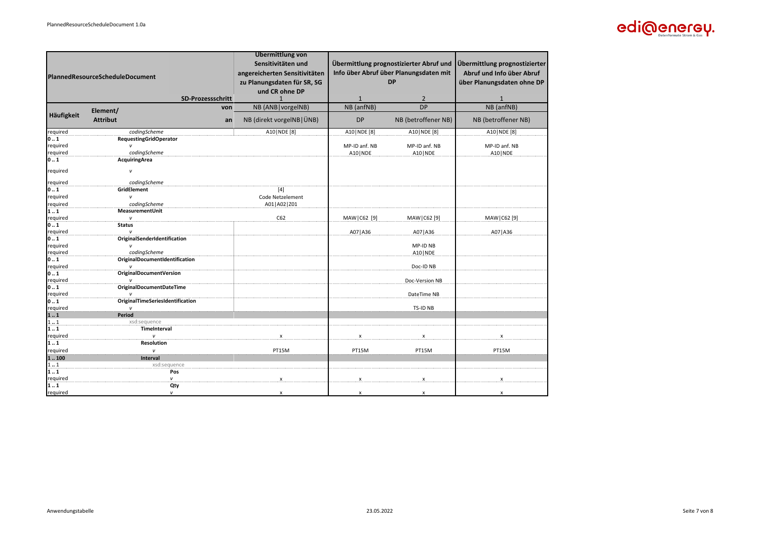| Häufigkeit | Element/ Attribut | Übermittlung von Sensitivitäten und angereicherten Sensitivitäten zu Planungsdaten für SR, SG und CR ohne DP | Übermittlung prognostizierter Abruf und Info über Abruf über Planungsdaten mit DP | | Übermittlung prognostizierter Abruf und Info über Abruf über Planungsdaten ohne DP |
|---|---|---|---|---|---|
| | SD-Prozessschritt | 1 | 1 | 2 | 1 |
| | von | NB (ANB\|vorgelNB) | NB (anfNB) | DP | NB (anfNB) |
| | an | NB (direkt vorgelNB\|ÜNB) | DP | NB (betroffener NB) | NB (betroffener NB) |
| required | *codingScheme* | A10\|NDE [8] | A10\|NDE [8] | A10\|NDE [8] | A10\|NDE [8] |
| **0 .. 1** | **RequestingGridOperator** | | | | |
| required | *v* | | MP-ID anf. NB | MP-ID anf. NB | MP-ID anf. NB |
| required | *codingScheme* | | A10\|NDE | A10\|NDE | A10\|NDE |
| **0 .. 1** | **AcquiringArea** | | | | |
| required | *v* | | | | |
| required | *codingScheme* | | | | |
| **0 .. 1** | **GridElement** | [4] | | | |
| required | *v* | Code Netzelement | | | |
| required | *codingScheme* | A01\|A02\|Z01 | | | |
| **1 .. 1** | **MeasurementUnit** | | | | |
| required | *v* | C62 | MAW\|C62 [9] | MAW\|C62 [9] | MAW\|C62 [9] |
| **0 .. 1** | **Status** | | | | |
| required | *v* | | A07\|A36 | A07\|A36 | A07\|A36 |
| **0 .. 1** | **OriginalSenderIdentification** | | | | |
| required | *v* | | | MP-ID NB | |
| required | *codingScheme* | | | A10\|NDE | |
| **0 .. 1** | **OriginalDocumentIdentification** | | | | |
| required | *v* | | | Doc-ID NB | |
| **0 .. 1** | **OriginalDocumentVersion** | | | | |
| required | *v* | | | Doc-Version NB | |
| **0 .. 1** | **OriginalDocumentDateTime** | | | | |
| required | *v* | | | DateTime NB | |
| **0 .. 1** | **OriginalTimeSeriesIdentification** | | | | |
| required | *v* | | | TS-ID NB | |
| **1 .. 1** | **Period** | | | | |
| 1 .. 1 | xsd:sequence | | | | |
| **1 .. 1** | **TimeInterval** | | | | |
| required | *v* | x | x | x | x |
| **1 .. 1** | **Resolution** | | | | |
| required | *v* | PT15M | PT15M | PT15M | PT15M |
| **1 .. 100** | **Interval** | | | | |
| 1 .. 1 | xsd:sequence | | | | |
| **1 .. 1** | **Pos** | | | | |
| required | *v* | x | x | x | x |
| **1 .. 1** | **Qty** | | | | |
| required | *v* | x | x | x | x |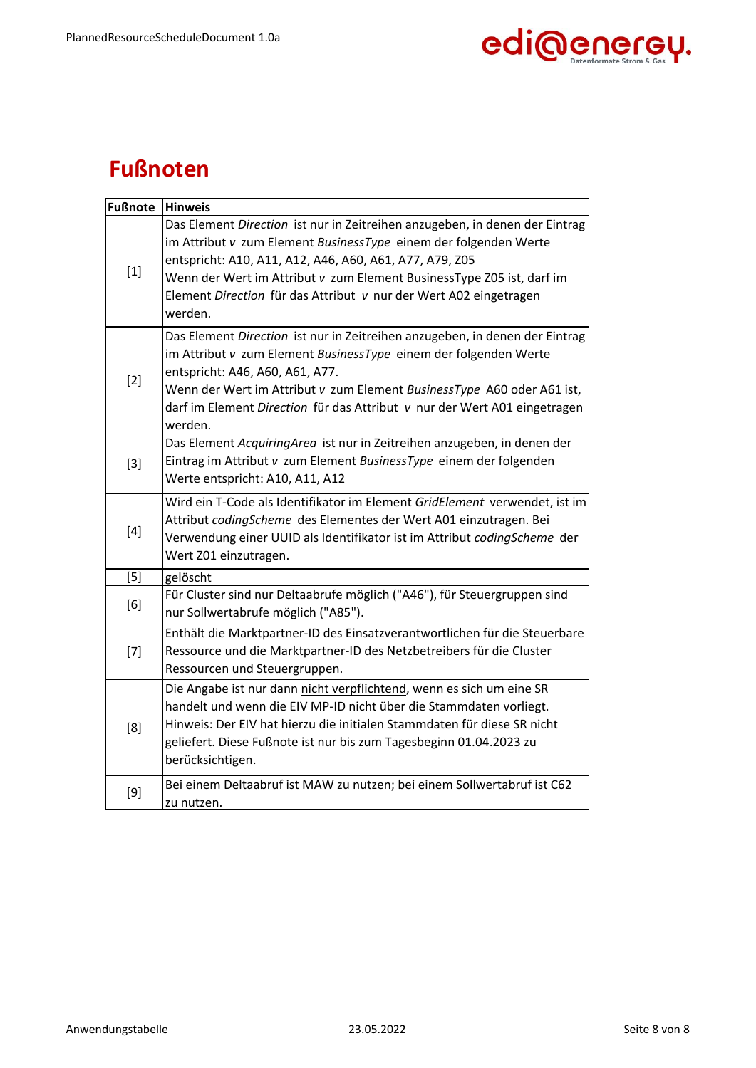# Fußnoten

| Fußnote | Hinweis |
|---|---|
| [1] | Das Element *Direction* ist nur in Zeitreihen anzugeben, in denen der Eintrag im Attribut *v* zum Element *BusinessType* einem der folgenden Werte entspricht: A10, A11, A12, A46, A60, A61, A77, A79, Z05<br>Wenn der Wert im Attribut *v* zum Element BusinessType Z05 ist, darf im Element *Direction* für das Attribut *v* nur der Wert A02 eingetragen werden. |
| [2] | Das Element *Direction* ist nur in Zeitreihen anzugeben, in denen der Eintrag im Attribut *v* zum Element *BusinessType* einem der folgenden Werte entspricht: A46, A60, A61, A77.<br>Wenn der Wert im Attribut *v* zum Element *BusinessType* A60 oder A61 ist, darf im Element *Direction* für das Attribut *v* nur der Wert A01 eingetragen werden. |
| [3] | Das Element *AcquiringArea* ist nur in Zeitreihen anzugeben, in denen der Eintrag im Attribut *v* zum Element *BusinessType* einem der folgenden Werte entspricht: A10, A11, A12 |
| [4] | Wird ein T-Code als Identifikator im Element *GridElement* verwendet, ist im Attribut *codingScheme* des Elementes der Wert A01 einzutragen. Bei Verwendung einer UUID als Identifikator ist im Attribut *codingScheme* der Wert Z01 einzutragen. |
| [5] | gelöscht |
| [6] | Für Cluster sind nur Deltaabrufe möglich ("A46"), für Steuergruppen sind nur Sollwertabrufe möglich ("A85"). |
| [7] | Enthält die Marktpartner-ID des Einsatzverantwortlichen für die Steuerbare Ressource und die Marktpartner-ID des Netzbetreibers für die Cluster Ressourcen und Steuergruppen. |
| [8] | Die Angabe ist nur dann nicht verpflichtend, wenn es sich um eine SR handelt und wenn die EIV MP-ID nicht über die Stammdaten vorliegt. Hinweis: Der EIV hat hierzu die initialen Stammdaten für diese SR nicht geliefert. Diese Fußnote ist nur bis zum Tagesbeginn 01.04.2023 zu berücksichtigen. |
| [9] | Bei einem Deltaabruf ist MAW zu nutzen; bei einem Sollwertabruf ist C62 zu nutzen. |